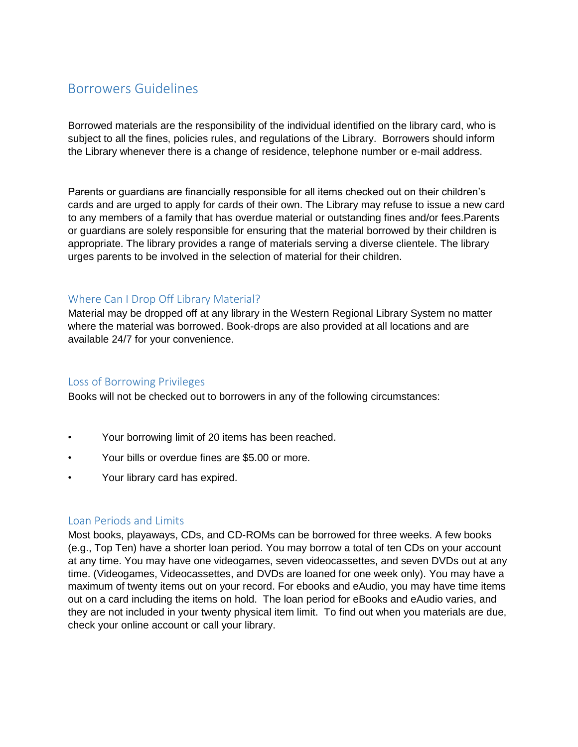## Borrowers Guidelines

Borrowed materials are the responsibility of the individual identified on the library card, who is subject to all the fines, policies rules, and regulations of the Library. Borrowers should inform the Library whenever there is a change of residence, telephone number or e-mail address.

Parents or guardians are financially responsible for all items checked out on their children's cards and are urged to apply for cards of their own. The Library may refuse to issue a new card to any members of a family that has overdue material or outstanding fines and/or fees.Parents or guardians are solely responsible for ensuring that the material borrowed by their children is appropriate. The library provides a range of materials serving a diverse clientele. The library urges parents to be involved in the selection of material for their children.

### Where Can I Drop Off Library Material?

Material may be dropped off at any library in the Western Regional Library System no matter where the material was borrowed. Book-drops are also provided at all locations and are available 24/7 for your convenience.

### Loss of Borrowing Privileges

Books will not be checked out to borrowers in any of the following circumstances:

- Your borrowing limit of 20 items has been reached.
- Your bills or overdue fines are $5.00 or more.
- Your library card has expired.

### Loan Periods and Limits

Most books, playaways, CDs, and CD-ROMs can be borrowed for three weeks. A few books (e.g., Top Ten) have a shorter loan period. You may borrow a total of ten CDs on your account at any time. You may have one videogames, seven videocassettes, and seven DVDs out at any time. (Videogames, Videocassettes, and DVDs are loaned for one week only). You may have a maximum of twenty items out on your record. For ebooks and eAudio, you may have time items out on a card including the items on hold. The loan period for eBooks and eAudio varies, and they are not included in your twenty physical item limit. To find out when you materials are due, check your online account or call your library.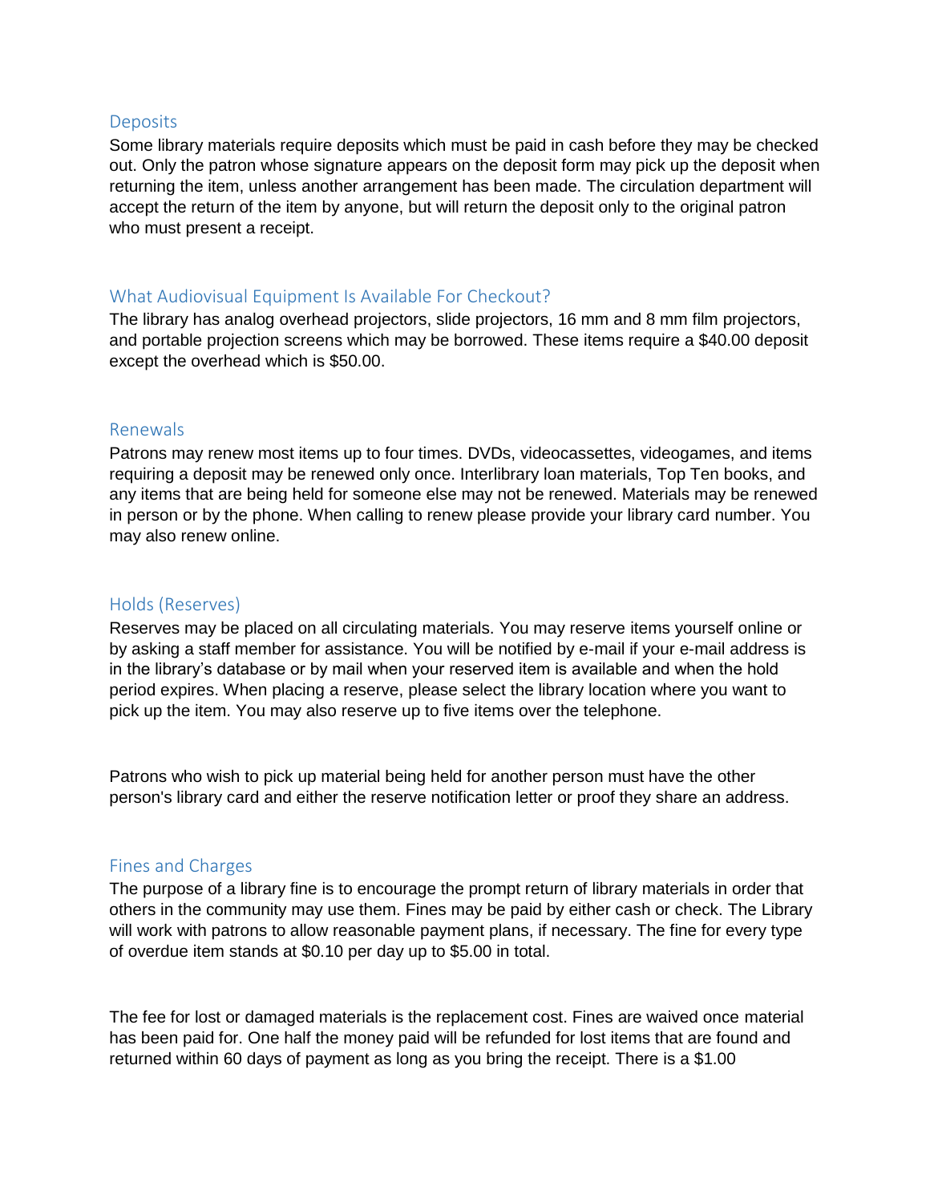## Deposits

Some library materials require deposits which must be paid in cash before they may be checked out. Only the patron whose signature appears on the deposit form may pick up the deposit when returning the item, unless another arrangement has been made. The circulation department will accept the return of the item by anyone, but will return the deposit only to the original patron who must present a receipt.

## What Audiovisual Equipment Is Available For Checkout?

The library has analog overhead projectors, slide projectors, 16 mm and 8 mm film projectors, and portable projection screens which may be borrowed. These items require a $40.00 deposit except the overhead which is $50.00.

## Renewals

Patrons may renew most items up to four times. DVDs, videocassettes, videogames, and items requiring a deposit may be renewed only once. Interlibrary loan materials, Top Ten books, and any items that are being held for someone else may not be renewed. Materials may be renewed in person or by the phone. When calling to renew please provide your library card number. You may also renew online.

## Holds (Reserves)

Reserves may be placed on all circulating materials. You may reserve items yourself online or by asking a staff member for assistance. You will be notified by e-mail if your e-mail address is in the library's database or by mail when your reserved item is available and when the hold period expires. When placing a reserve, please select the library location where you want to pick up the item. You may also reserve up to five items over the telephone.

Patrons who wish to pick up material being held for another person must have the other person's library card and either the reserve notification letter or proof they share an address.

## Fines and Charges

The purpose of a library fine is to encourage the prompt return of library materials in order that others in the community may use them. Fines may be paid by either cash or check. The Library will work with patrons to allow reasonable payment plans, if necessary. The fine for every type of overdue item stands at $0.10 per day up to $5.00 in total.

The fee for lost or damaged materials is the replacement cost. Fines are waived once material has been paid for. One half the money paid will be refunded for lost items that are found and returned within 60 days of payment as long as you bring the receipt. There is a $1.00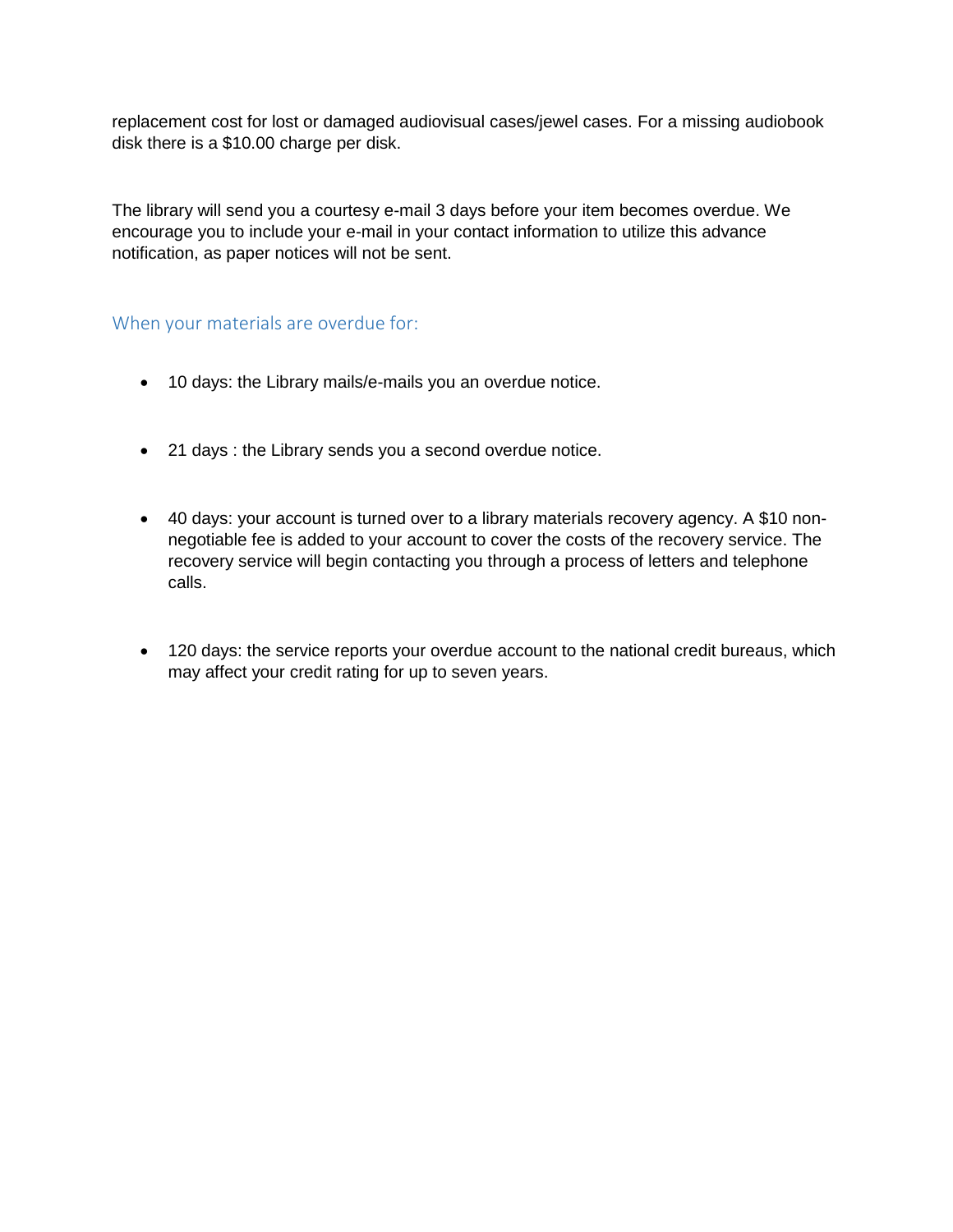replacement cost for lost or damaged audiovisual cases/jewel cases. For a missing audiobook disk there is a $10.00 charge per disk.

The library will send you a courtesy e-mail 3 days before your item becomes overdue. We encourage you to include your e-mail in your contact information to utilize this advance notification, as paper notices will not be sent.

## When your materials are overdue for:

- 10 days: the Library mails/e-mails you an overdue notice.
- 21 days : the Library sends you a second overdue notice.
- 40 days: your account is turned over to a library materials recovery agency. A $10 non-negotiable fee is added to your account to cover the costs of the recovery service. The recovery service will begin contacting you through a process of letters and telephone calls.
- 120 days: the service reports your overdue account to the national credit bureaus, which may affect your credit rating for up to seven years.